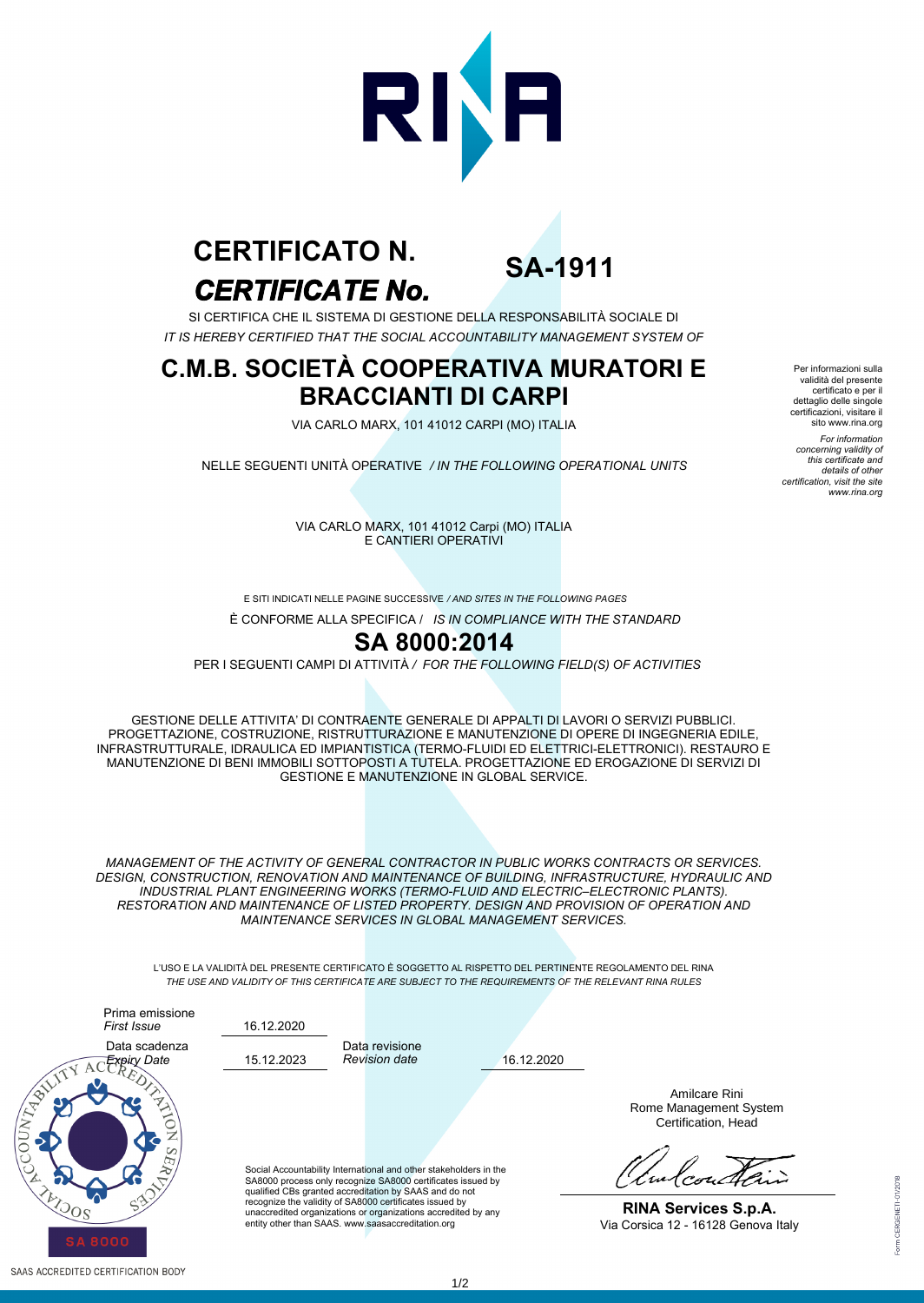RINA

# CERTIFICATO N.
# *CERTIFICATE No.*

## SA-1911

SI CERTIFICA CHE IL SISTEMA DI GESTIONE DELLA RESPONSABILITÀ SOCIALE DI
*IT IS HEREBY CERTIFIED THAT THE SOCIAL ACCOUNTABILITY MANAGEMENT SYSTEM OF*

## C.M.B. SOCIETÀ COOPERATIVA MURATORI E BRACCIANTI DI CARPI

VIA CARLO MARX, 101 41012 CARPI (MO) ITALIA

NELLE SEGUENTI UNITÀ OPERATIVE */ IN THE FOLLOWING OPERATIONAL UNITS*

VIA CARLO MARX, 101 41012 Carpi (MO) ITALIA
E CANTIERI OPERATIVI

E SITI INDICATI NELLE PAGINE SUCCESSIVE */ AND SITES IN THE FOLLOWING PAGES*

È CONFORME ALLA SPECIFICA / *IS IN COMPLIANCE WITH THE STANDARD*

## SA 8000:2014

PER I SEGUENTI CAMPI DI ATTIVITÀ / *FOR THE FOLLOWING FIELD(S) OF ACTIVITIES*

GESTIONE DELLE ATTIVITA' DI CONTRAENTE GENERALE DI APPALTI DI LAVORI O SERVIZI PUBBLICI. PROGETTAZIONE, COSTRUZIONE, RISTRUTTURAZIONE E MANUTENZIONE DI OPERE DI INGEGNERIA EDILE, INFRASTRUTTURALE, IDRAULICA ED IMPIANTISTICA (TERMO-FLUIDI ED ELETTRICI-ELETTRONICI). RESTAURO E MANUTENZIONE DI BENI IMMOBILI SOTTOPOSTI A TUTELA. PROGETTAZIONE ED EROGAZIONE DI SERVIZI DI GESTIONE E MANUTENZIONE IN GLOBAL SERVICE.

*MANAGEMENT OF THE ACTIVITY OF GENERAL CONTRACTOR IN PUBLIC WORKS CONTRACTS OR SERVICES. DESIGN, CONSTRUCTION, RENOVATION AND MAINTENANCE OF BUILDING, INFRASTRUCTURE, HYDRAULIC AND INDUSTRIAL PLANT ENGINEERING WORKS (TERMO-FLUID AND ELECTRIC–ELECTRONIC PLANTS). RESTORATION AND MAINTENANCE OF LISTED PROPERTY. DESIGN AND PROVISION OF OPERATION AND MAINTENANCE SERVICES IN GLOBAL MANAGEMENT SERVICES.*

L'USO E LA VALIDITÀ DEL PRESENTE CERTIFICATO È SOGGETTO AL RISPETTO DEL PERTINENTE REGOLAMENTO DEL RINA
*THE USE AND VALIDITY OF THIS CERTIFICATE ARE SUBJECT TO THE REQUIREMENTS OF THE RELEVANT RINA RULES*

Per informazioni sulla validità del presente certificato e per il dettaglio delle singole certificazioni, visitare il sito www.rina.org

*For information concerning validity of this certificate and details of other certification, visit the site www.rina.org*

Prima emissione / *First Issue*: 16.12.2020

Data scadenza / *Expiry Date*: 15.12.2023

Data revisione / *Revision date*: 16.12.2020

Amilcare Rini
Rome Management System Certification, Head

**RINA Services S.p.A.**
Via Corsica 12 - 16128 Genova Italy

Social Accountability International and other stakeholders in the SA8000 process only recognize SA8000 certificates issued by qualified CBs granted accreditation by SAAS and do not recognize the validity of SA8000 certificates issued by unaccredited organizations or organizations accredited by any entity other than SAAS. www.saasaccreditation.org

SOCIAL ACCOUNTABILITY ACCREDITATION SERVICES
SA 8000
SAAS ACCREDITED CERTIFICATION BODY

Form CERGENETI-01/2018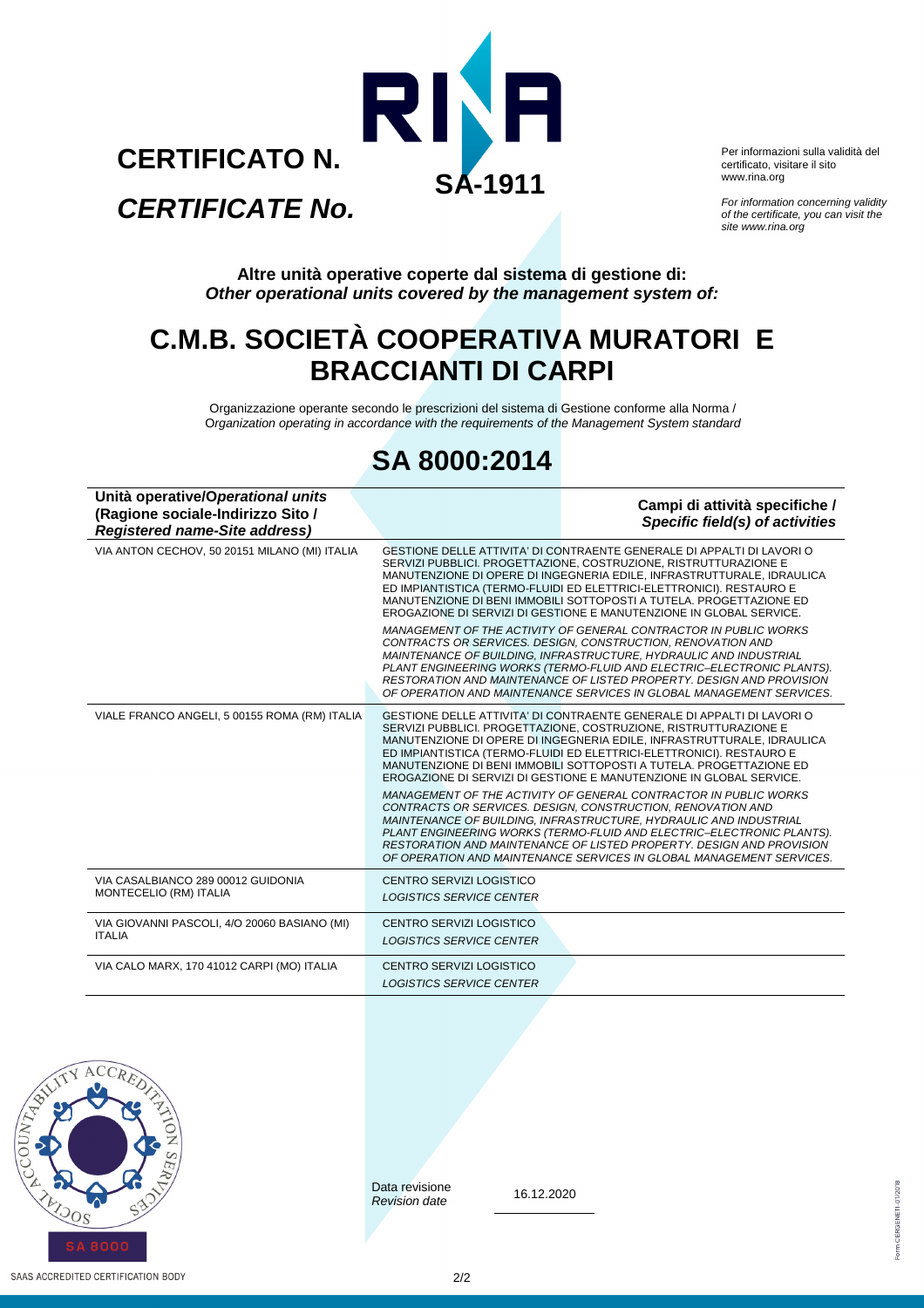**CERTIFICATO N.** **SA-1911**

***CERTIFICATE No.***

Per informazioni sulla validità del certificato, visitare il sito www.rina.org

*For information concerning validity of the certificate, you can visit the site www.rina.org*

**Altre unità operative coperte dal sistema di gestione di:**
***Other operational units covered by the management system of:***

# C.M.B. SOCIETÀ COOPERATIVA MURATORI E BRACCIANTI DI CARPI

Organizzazione operante secondo le prescrizioni del sistema di Gestione conforme alla Norma / *Organization operating in accordance with the requirements of the Management System standard*

## SA 8000:2014

| **Unità operative/*Operational units* (Ragione sociale-Indirizzo Sito / *Registered name-Site address*)** | **Campi di attività specifiche / *Specific field(s) of activities*** |
|---|---|
| VIA ANTON CECHOV, 50 20151 MILANO (MI) ITALIA | GESTIONE DELLE ATTIVITA' DI CONTRAENTE GENERALE DI APPALTI DI LAVORI O SERVIZI PUBBLICI. PROGETTAZIONE, COSTRUZIONE, RISTRUTTURAZIONE E MANUTENZIONE DI OPERE DI INGEGNERIA EDILE, INFRASTRUTTURALE, IDRAULICA ED IMPIANTISTICA (TERMO-FLUIDI ED ELETTRICI-ELETTRONICI). RESTAURO E MANUTENZIONE DI BENI IMMOBILI SOTTOPOSTI A TUTELA. PROGETTAZIONE ED EROGAZIONE DI SERVIZI DI GESTIONE E MANUTENZIONE IN GLOBAL SERVICE.<br><br>*MANAGEMENT OF THE ACTIVITY OF GENERAL CONTRACTOR IN PUBLIC WORKS CONTRACTS OR SERVICES. DESIGN, CONSTRUCTION, RENOVATION AND MAINTENANCE OF BUILDING, INFRASTRUCTURE, HYDRAULIC AND INDUSTRIAL PLANT ENGINEERING WORKS (TERMO-FLUID AND ELECTRIC–ELECTRONIC PLANTS). RESTORATION AND MAINTENANCE OF LISTED PROPERTY. DESIGN AND PROVISION OF OPERATION AND MAINTENANCE SERVICES IN GLOBAL MANAGEMENT SERVICES.* |
| VIALE FRANCO ANGELI, 5 00155 ROMA (RM) ITALIA | GESTIONE DELLE ATTIVITA' DI CONTRAENTE GENERALE DI APPALTI DI LAVORI O SERVIZI PUBBLICI. PROGETTAZIONE, COSTRUZIONE, RISTRUTTURAZIONE E MANUTENZIONE DI OPERE DI INGEGNERIA EDILE, INFRASTRUTTURALE, IDRAULICA ED IMPIANTISTICA (TERMO-FLUIDI ED ELETTRICI-ELETTRONICI). RESTAURO E MANUTENZIONE DI BENI IMMOBILI SOTTOPOSTI A TUTELA. PROGETTAZIONE ED EROGAZIONE DI SERVIZI DI GESTIONE E MANUTENZIONE IN GLOBAL SERVICE.<br><br>*MANAGEMENT OF THE ACTIVITY OF GENERAL CONTRACTOR IN PUBLIC WORKS CONTRACTS OR SERVICES. DESIGN, CONSTRUCTION, RENOVATION AND MAINTENANCE OF BUILDING, INFRASTRUCTURE, HYDRAULIC AND INDUSTRIAL PLANT ENGINEERING WORKS (TERMO-FLUID AND ELECTRIC–ELECTRONIC PLANTS). RESTORATION AND MAINTENANCE OF LISTED PROPERTY. DESIGN AND PROVISION OF OPERATION AND MAINTENANCE SERVICES IN GLOBAL MANAGEMENT SERVICES.* |
| VIA CASALBIANCO 289 00012 GUIDONIA MONTECELIO (RM) ITALIA | CENTRO SERVIZI LOGISTICO<br>*LOGISTICS SERVICE CENTER* |
| VIA GIOVANNI PASCOLI, 4/O 20060 BASIANO (MI) ITALIA | CENTRO SERVIZI LOGISTICO<br>*LOGISTICS SERVICE CENTER* |
| VIA CALO MARX, 170 41012 CARPI (MO) ITALIA | CENTRO SERVIZI LOGISTICO<br>*LOGISTICS SERVICE CENTER* |

SAAS ACCREDITED CERTIFICATION BODY

Data revisione / *Revision date* 16.12.2020